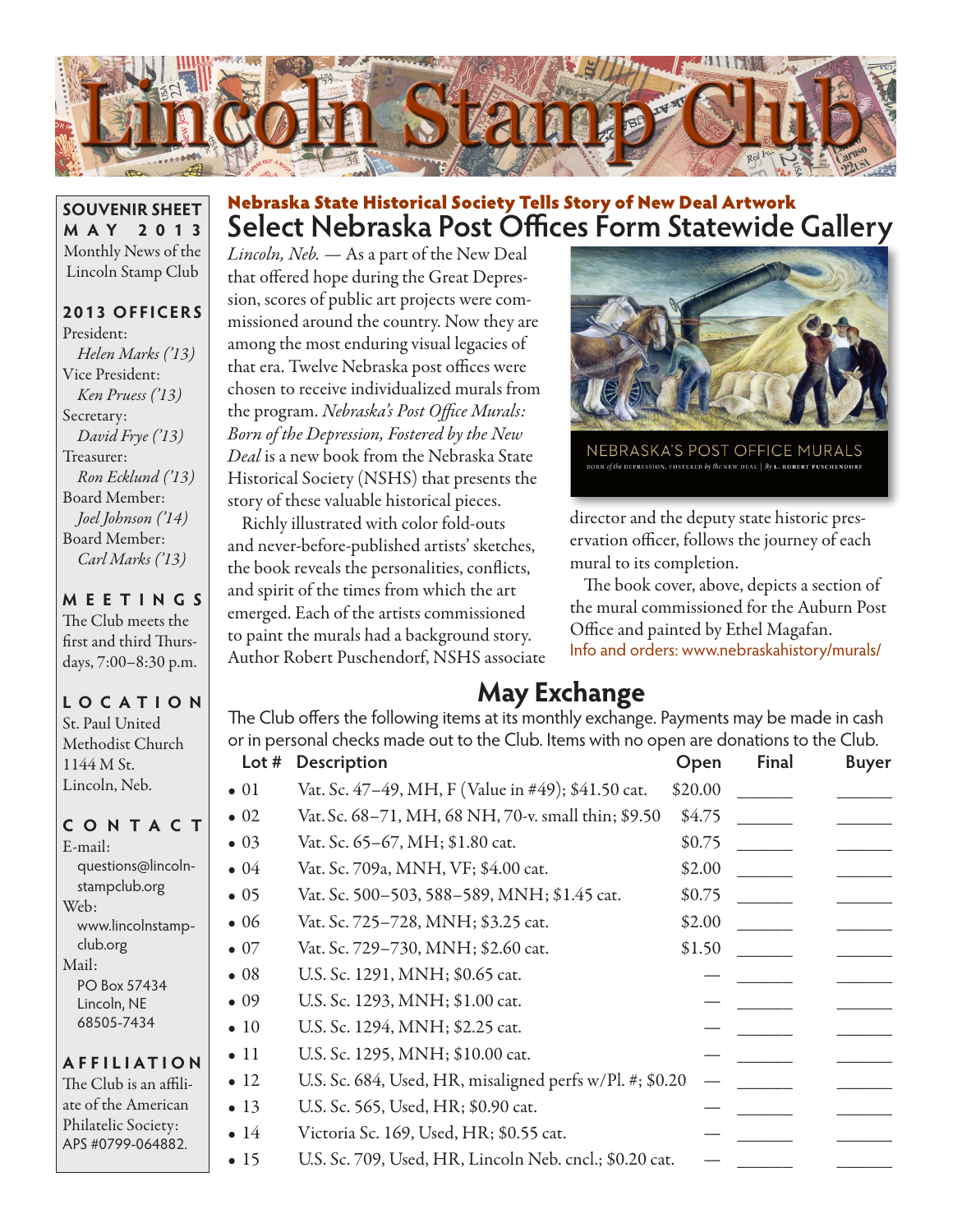# Lincoln Stamp Club

**SOUVENIR SHEET**
**MAY 2013**
Monthly News of the Lincoln Stamp Club

**2013 OFFICERS**
President:
*Helen Marks ('13)*
Vice President:
*Ken Pruess ('13)*
Secretary:
*David Frye ('13)*
Treasurer:
*Ron Ecklund ('13)*
Board Member:
*Joel Johnson ('14)*
Board Member:
*Carl Marks ('13)*

**MEETINGS**
The Club meets the first and third Thursdays, 7:00–8:30 p.m.

**LOCATION**
St. Paul United Methodist Church
1144 M St.
Lincoln, Neb.

**CONTACT**
E-mail:
questions@lincolnstampclub.org
Web:
www.lincolnstampclub.org
Mail:
PO Box 57434
Lincoln, NE
68505-7434

**AFFILIATION**
The Club is an affiliate of the American Philatelic Society: APS #0799-064882.

### Nebraska State Historical Society Tells Story of New Deal Artwork

## Select Nebraska Post Offices Form Statewide Gallery

*Lincoln, Neb.* — As a part of the New Deal that offered hope during the Great Depression, scores of public art projects were commissioned around the country. Now they are among the most enduring visual legacies of that era. Twelve Nebraska post offices were chosen to receive individualized murals from the program. *Nebraska's Post Office Murals: Born of the Depression, Fostered by the New Deal* is a new book from the Nebraska State Historical Society (NSHS) that presents the story of these valuable historical pieces.

Richly illustrated with color fold-outs and never-before-published artists' sketches, the book reveals the personalities, conflicts, and spirit of the times from which the art emerged. Each of the artists commissioned to paint the murals had a background story. Author Robert Puschendorf, NSHS associate director and the deputy state historic preservation officer, follows the journey of each mural to its completion.

NEBRASKA'S POST OFFICE MURALS
BORN of the DEPRESSION, FOSTERED by the NEW DEAL | By L. ROBERT PUSCHENDORF

The book cover, above, depicts a section of the mural commissioned for the Auburn Post Office and painted by Ethel Magafan.

Info and orders: www.nebraskahistory/murals/

## May Exchange

The Club offers the following items at its monthly exchange. Payments may be made in cash or in personal checks made out to the Club. Items with no open are donations to the Club.

| Lot # | Description | Open | Final | Buyer |
|---|---|---|---|---|
| • 01 | Vat. Sc. 47–49, MH, F (Value in #49); $41.50 cat. | $20.00 | ______ | ______ |
| • 02 | Vat. Sc. 68–71, MH, 68 NH, 70-v. small thin; $9.50 | $4.75 | ______ | ______ |
| • 03 | Vat. Sc. 65–67, MH; $1.80 cat. | $0.75 | ______ | ______ |
| • 04 | Vat. Sc. 709a, MNH, VF; $4.00 cat. | $2.00 | ______ | ______ |
| • 05 | Vat. Sc. 500–503, 588–589, MNH; $1.45 cat. | $0.75 | ______ | ______ |
| • 06 | Vat. Sc. 725–728, MNH; $3.25 cat. | $2.00 | ______ | ______ |
| • 07 | Vat. Sc. 729–730, MNH; $2.60 cat. | $1.50 | ______ | ______ |
| • 08 | U.S. Sc. 1291, MNH; $0.65 cat. | — | ______ | ______ |
| • 09 | U.S. Sc. 1293, MNH; $1.00 cat. | — | ______ | ______ |
| • 10 | U.S. Sc. 1294, MNH; $2.25 cat. | — | ______ | ______ |
| • 11 | U.S. Sc. 1295, MNH; $10.00 cat. | — | ______ | ______ |
| • 12 | U.S. Sc. 684, Used, HR, misaligned perfs w/Pl. #; $0.20 | — | ______ | ______ |
| • 13 | U.S. Sc. 565, Used, HR; $0.90 cat. | — | ______ | ______ |
| • 14 | Victoria Sc. 169, Used, HR; $0.55 cat. | — | ______ | ______ |
| • 15 | U.S. Sc. 709, Used, HR, Lincoln Neb. cncl.; $0.20 cat. | — | ______ | ______ |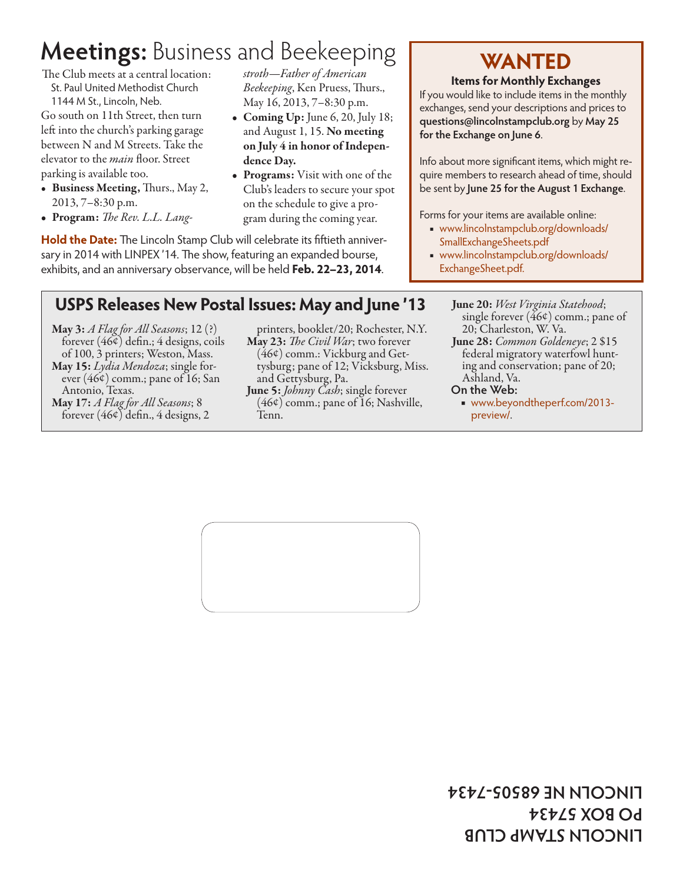# **Meetings:** Business and Beekeeping

The Club meets at a central location:
St. Paul United Methodist Church
1144 M St., Lincoln, Neb.

Go south on 11th Street, then turn left into the church's parking garage between N and M Streets. Take the elevator to the *main* floor. Street parking is available too.

- **Business Meeting,** Thurs., May 2, 2013, 7–8:30 p.m.
- **Program:** *The Rev. L.L. Langstroth—Father of American Beekeeping*, Ken Pruess, Thurs., May 16, 2013, 7–8:30 p.m.
- **Coming Up:** June 6, 20, July 18; and August 1, 15. **No meeting on July 4 in honor of Independence Day.**
- **Programs:** Visit with one of the Club's leaders to secure your spot on the schedule to give a program during the coming year.

**Hold the Date:** The Lincoln Stamp Club will celebrate its fiftieth anniversary in 2014 with LINPEX '14. The show, featuring an expanded bourse, exhibits, and an anniversary observance, will be held **Feb. 22–23, 2014**.

## WANTED

**Items for Monthly Exchanges**

If you would like to include items in the monthly exchanges, send your descriptions and prices to **questions@lincolnstampclub.org** by **May 25 for the Exchange on June 6**.

Info about more significant items, which might require members to research ahead of time, should be sent by **June 25 for the August 1 Exchange**.

Forms for your items are available online:

- www.lincolnstampclub.org/downloads/SmallExchangeSheets.pdf
- www.lincolnstampclub.org/downloads/ExchangeSheet.pdf.

## USPS Releases New Postal Issues: May and June '13

**May 3:** *A Flag for All Seasons*; 12 (?) forever (46¢) defin.; 4 designs, coils of 100, 3 printers; Weston, Mass.

**May 15:** *Lydia Mendoza*; single forever (46¢) comm.; pane of 16; San Antonio, Texas.

**May 17:** *A Flag for All Seasons*; 8 forever (46¢) defin., 4 designs, 2 printers, booklet/20; Rochester, N.Y.

**May 23:** *The Civil War*; two forever (46¢) comm.: Vickburg and Gettysburg; pane of 12; Vicksburg, Miss. and Gettysburg, Pa.

**June 5:** *Johnny Cash*; single forever (46¢) comm.; pane of 16; Nashville, Tenn.

**June 20:** *West Virginia Statehood*; single forever (46¢) comm.; pane of 20; Charleston, W. Va.

**June 28:** *Common Goldeneye*; 2 $15 federal migratory waterfowl hunting and conservation; pane of 20; Ashland, Va.

**On the Web:**

- www.beyondtheperf.com/2013-preview/.

LINCOLN STAMP CLUB
PO BOX 57434
LINCOLN NE 68505-7434